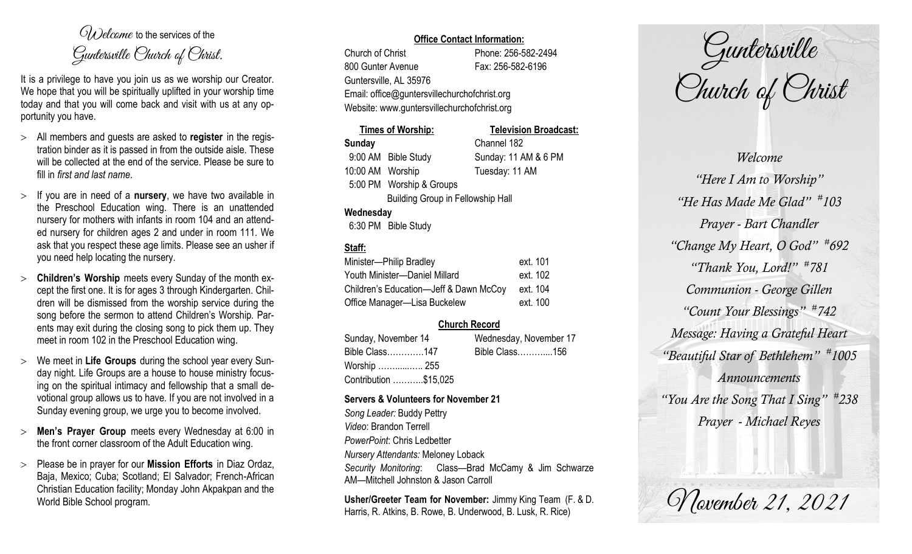*Welcome* to the services of the *Guntersville Church of Christ*.

It is a privilege to have you join us as we worship our Creator. We hope that you will be spiritually uplifted in your worship time today and that you will come back and visit with us at any opportunity you have.

- All members and guests are asked to **register** in the registration binder as it is passed in from the outside aisle. These will be collected at the end of the service. Please be sure to fill in *first and last name*.
- If you are in need of a **nursery**, we have two available in the Preschool Education wing. There is an unattended nursery for mothers with infants in room 104 and an attended nursery for children ages 2 and under in room 111. We ask that you respect these age limits. Please see an usher if you need help locating the nursery.
- **Children's Worship** meets every Sunday of the month except the first one. It is for ages 3 through Kindergarten. Children will be dismissed from the worship service during the song before the sermon to attend Children's Worship. Parents may exit during the closing song to pick them up. They meet in room 102 in the Preschool Education wing.
- We meet in **Life Groups** during the school year every Sunday night. Life Groups are a house to house ministry focusing on the spiritual intimacy and fellowship that a small devotional group allows us to have. If you are not involved in a Sunday evening group, we urge you to become involved.
- **Men's Prayer Group** meets every Wednesday at 6:00 in the front corner classroom of the Adult Education wing.
- Please be in prayer for our **Mission Efforts** in Diaz Ordaz, Baja, Mexico; Cuba; Scotland; El Salvador; French-African Christian Education facility; Monday John Akpakpan and the World Bible School program.

**Office Contact Information:**

Church of Christ — Phone: 256-582-2494
800 Gunter Avenue — Fax: 256-582-6196
Guntersville, AL 35976
Email: office@guntersvillechurchofchrist.org
Website: www.guntersvillechurchofchrist.org

| **Times of Worship:** | | **Television Broadcast:** |
|---|---|---|
| **Sunday** | | Channel 182 |
| 9:00 AM | Bible Study | Sunday: 11 AM & 6 PM |
| 10:00 AM | Worship | Tuesday: 11 AM |
| 5:00 PM | Worship & Groups | |
| | Building Group in Fellowship Hall | |
| **Wednesday** | | |
| 6:30 PM | Bible Study | |

**Staff:**

| | |
|---|---|
| Minister—Philip Bradley | ext. 101 |
| Youth Minister—Daniel Millard | ext. 102 |
| Children's Education—Jeff & Dawn McCoy | ext. 104 |
| Office Manager—Lisa Buckelew | ext. 100 |

**Church Record**

| Sunday, November 14 | Wednesday, November 17 |
|---|---|
| Bible Class…………147 | Bible Class………...156 |
| Worship ……..…….. 255 | |
| Contribution ………..$15,025 | |

**Servers & Volunteers for November 21**

*Song Leader:* Buddy Pettry
*Video*: Brandon Terrell
*PowerPoint*: Chris Ledbetter
*Nursery Attendants:* Meloney Loback
*Security Monitoring*: Class—Brad McCamy & Jim Schwarze
AM—Mitchell Johnston & Jason Carroll

**Usher/Greeter Team for November:** Jimmy King Team (F. & D. Harris, R. Atkins, B. Rowe, B. Underwood, B. Lusk, R. Rice)

# Guntersville Church of Christ

*Welcome*

*"Here I Am to Worship"*

*"He Has Made Me Glad" #103*

*Prayer - Bart Chandler*

*"Change My Heart, O God" #692*

*"Thank You, Lord!" #781*

*Communion - George Gillen*

*"Count Your Blessings" #742*

*Message: Having a Grateful Heart*

*"Beautiful Star of Bethlehem" #1005*

*Announcements*

*"You Are the Song That I Sing" #238*

*Prayer - Michael Reyes*

*November 21, 2021*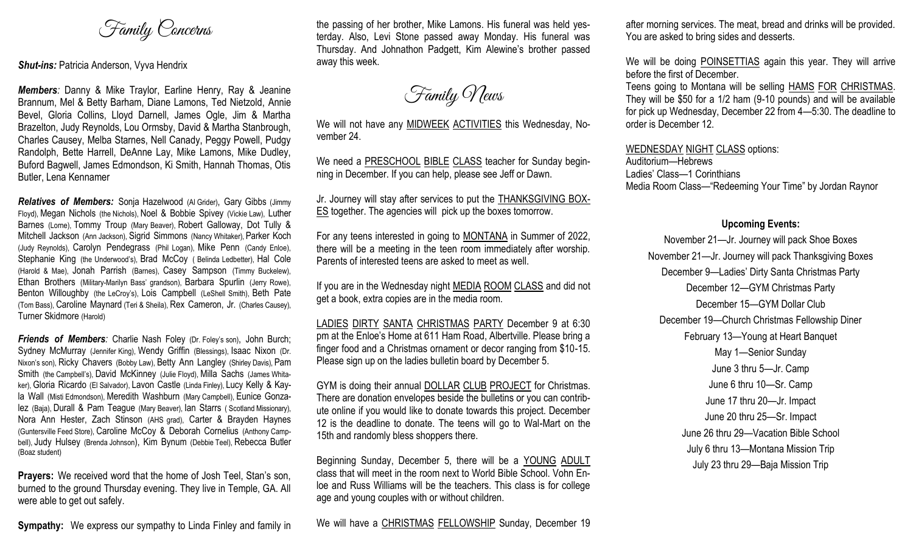# Family Concerns

***Shut-ins:*** Patricia Anderson, Vyva Hendrix

***Members:*** Danny & Mike Traylor, Earline Henry, Ray & Jeanine Brannum, Mel & Betty Barham, Diane Lamons, Ted Nietzold, Annie Bevel, Gloria Collins, Lloyd Darnell, James Ogle, Jim & Martha Brazelton, Judy Reynolds, Lou Ormsby, David & Martha Stanbrough, Charles Causey, Melba Starnes, Nell Canady, Peggy Powell, Pudgy Randolph, Bette Harrell, DeAnne Lay, Mike Lamons, Mike Dudley, Buford Bagwell, James Edmondson, Ki Smith, Hannah Thomas, Otis Butler, Lena Kennamer

***Relatives of Members:*** Sonja Hazelwood (Al Grider), Gary Gibbs (Jimmy Floyd), Megan Nichols (the Nichols), Noel & Bobbie Spivey (Vickie Law), Luther Barnes (Lorne), Tommy Troup (Mary Beaver), Robert Galloway, Dot Tully & Mitchell Jackson (Ann Jackson), Sigrid Simmons (Nancy Whitaker), Parker Koch (Judy Reynolds), Carolyn Pendegrass (Phil Logan), Mike Penn (Candy Enloe), Stephanie King (the Underwood's), Brad McCoy ( Belinda Ledbetter), Hal Cole (Harold & Mae), Jonah Parrish (Barnes), Casey Sampson (Timmy Buckelew), Ethan Brothers (Military-Marilyn Bass' grandson), Barbara Spurlin (Jerry Rowe), Benton Willoughby (the LeCroy's), Lois Campbell (LeShell Smith), Beth Pate (Tom Bass), Caroline Maynard (Teri & Sheila), Rex Cameron, Jr. (Charles Causey), Turner Skidmore (Harold)

***Friends of Members:*** Charlie Nash Foley (Dr. Foley's son), John Burch; Sydney McMurray (Jennifer King), Wendy Griffin (Blessings), Isaac Nixon (Dr. Nixon's son), Ricky Chavers (Bobby Law), Betty Ann Langley (Shirley Davis), Pam Smith (the Campbell's), David McKinney (Julie Floyd), Milla Sachs (James Whitaker), Gloria Ricardo (El Salvador), Lavon Castle (Linda Finley), Lucy Kelly & Kayla Wall (Misti Edmondson), Meredith Washburn (Mary Campbell), Eunice Gonzalez (Baja), Durall & Pam Teague (Mary Beaver), Ian Starrs ( Scotland Missionary), Nora Ann Hester, Zach Stinson (AHS grad), Carter & Brayden Haynes (Guntersville Feed Store), Caroline McCoy & Deborah Cornelius (Anthony Campbell), Judy Hulsey (Brenda Johnson), Kim Bynum (Debbie Teel), Rebecca Butler (Boaz student)

**Prayers:** We received word that the home of Josh Teel, Stan's son, burned to the ground Thursday evening. They live in Temple, GA. All were able to get out safely.

**Sympathy:** We express our sympathy to Linda Finley and family in the passing of her brother, Mike Lamons. His funeral was held yesterday. Also, Levi Stone passed away Monday. His funeral was Thursday. And Johnathon Padgett, Kim Alewine's brother passed away this week.

# Family News

We will not have any MIDWEEK ACTIVITIES this Wednesday, November 24.

We need a PRESCHOOL BIBLE CLASS teacher for Sunday beginning in December. If you can help, please see Jeff or Dawn.

Jr. Journey will stay after services to put the THANKSGIVING BOXES together. The agencies will pick up the boxes tomorrow.

For any teens interested in going to MONTANA in Summer of 2022, there will be a meeting in the teen room immediately after worship. Parents of interested teens are asked to meet as well.

If you are in the Wednesday night MEDIA ROOM CLASS and did not get a book, extra copies are in the media room.

LADIES DIRTY SANTA CHRISTMAS PARTY December 9 at 6:30 pm at the Enloe's Home at 611 Ham Road, Albertville. Please bring a finger food and a Christmas ornament or decor ranging from $10-15. Please sign up on the ladies bulletin board by December 5.

GYM is doing their annual DOLLAR CLUB PROJECT for Christmas. There are donation envelopes beside the bulletins or you can contribute online if you would like to donate towards this project. December 12 is the deadline to donate. The teens will go to Wal-Mart on the 15th and randomly bless shoppers there.

Beginning Sunday, December 5, there will be a YOUNG ADULT class that will meet in the room next to World Bible School. Vohn Enloe and Russ Williams will be the teachers. This class is for college age and young couples with or without children.

We will have a CHRISTMAS FELLOWSHIP Sunday, December 19 after morning services. The meat, bread and drinks will be provided. You are asked to bring sides and desserts.

We will be doing POINSETTIAS again this year. They will arrive before the first of December.

Teens going to Montana will be selling HAMS FOR CHRISTMAS. They will be $50 for a 1/2 ham (9-10 pounds) and will be available for pick up Wednesday, December 22 from 4—5:30. The deadline to order is December 12.

WEDNESDAY NIGHT CLASS options:
Auditorium—Hebrews
Ladies' Class—1 Corinthians
Media Room Class—"Redeeming Your Time" by Jordan Raynor

**Upcoming Events:**

November 21—Jr. Journey will pack Shoe Boxes
November 21—Jr. Journey will pack Thanksgiving Boxes
December 9—Ladies' Dirty Santa Christmas Party
December 12—GYM Christmas Party
December 15—GYM Dollar Club
December 19—Church Christmas Fellowship Diner
February 13—Young at Heart Banquet
May 1—Senior Sunday
June 3 thru 5—Jr. Camp
June 6 thru 10—Sr. Camp
June 17 thru 20—Jr. Impact
June 20 thru 25—Sr. Impact
June 26 thru 29—Vacation Bible School
July 6 thru 13—Montana Mission Trip
July 23 thru 29—Baja Mission Trip